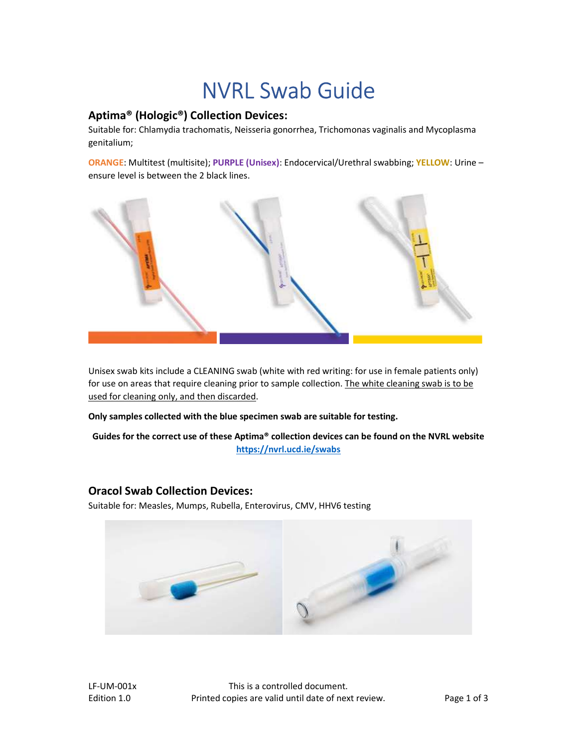# NVRL Swab Guide

## Aptima® (Hologic®) Collection Devices:

Suitable for: Chlamydia trachomatis, Neisseria gonorrhea, Trichomonas vaginalis and Mycoplasma genitalium;

**ORANGE**: Multitest (multisite); **PURPLE (Unisex)**: Endocervical/Urethral swabbing; **YELLOW**: Urine – ensure level is between the 2 black lines.

Unisex swab kits include a CLEANING swab (white with red writing: for use in female patients only) for use on areas that require cleaning prior to sample collection. The white cleaning swab is to be used for cleaning only, and then discarded.

**Only samples collected with the blue specimen swab are suitable for testing.**

**Guides for the correct use of these Aptima® collection devices can be found on the NVRL website [https://nvrl.ucd.ie/swabs](https://nvrl.ucd.ie/swabs)**

## Oracol Swab Collection Devices:

Suitable for: Measles, Mumps, Rubella, Enterovirus, CMV, HHV6 testing

LF-UM-001x
Edition 1.0

This is a controlled document.
Printed copies are valid until date of next review.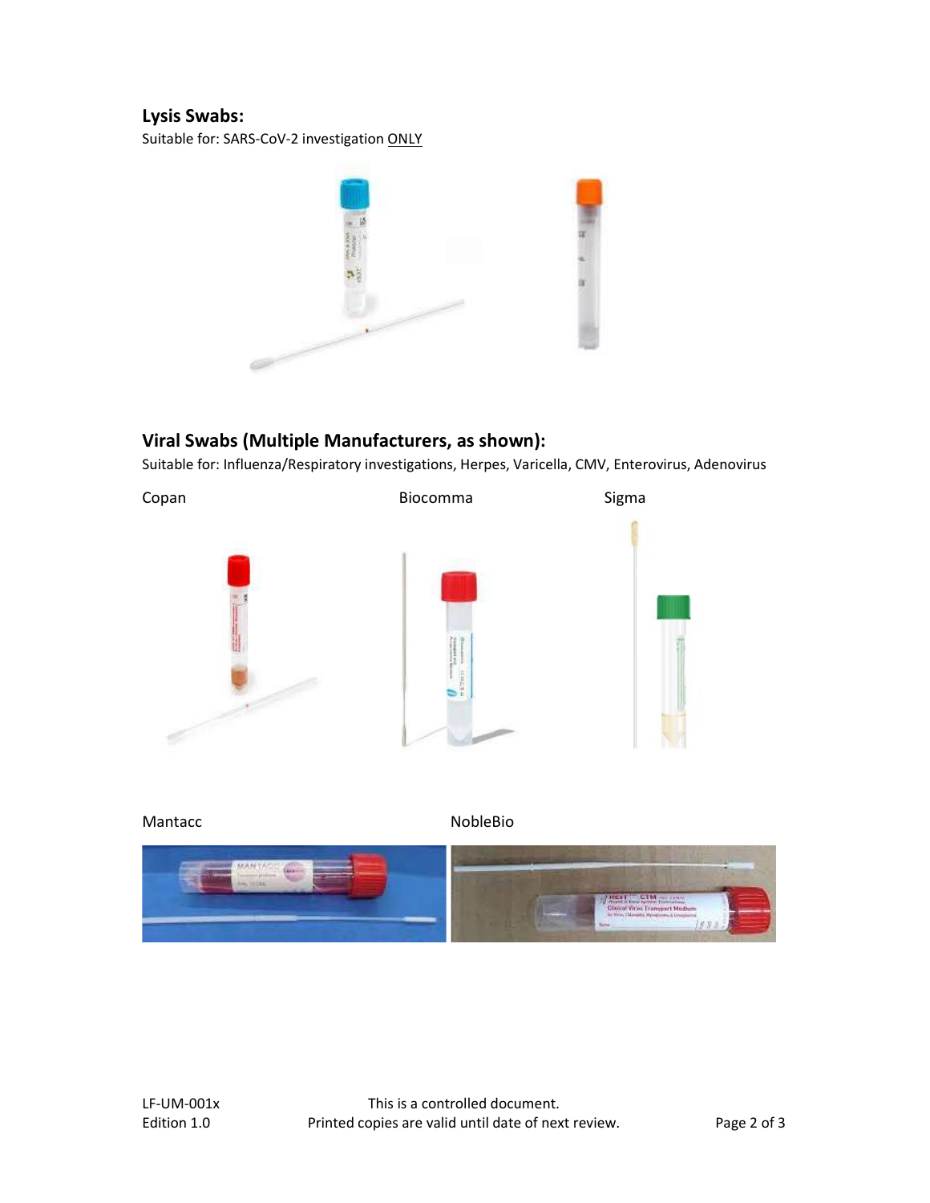## Lysis Swabs:

Suitable for: SARS-CoV-2 investigation <u>ONLY</u>

## Viral Swabs (Multiple Manufacturers, as shown):

Suitable for: Influenza/Respiratory investigations, Herpes, Varicella, CMV, Enterovirus, Adenovirus

Copan

Biocomma

Sigma

Mantacc

NobleBio

LF-UM-001x
Edition 1.0

This is a controlled document.
Printed copies are valid until date of next review.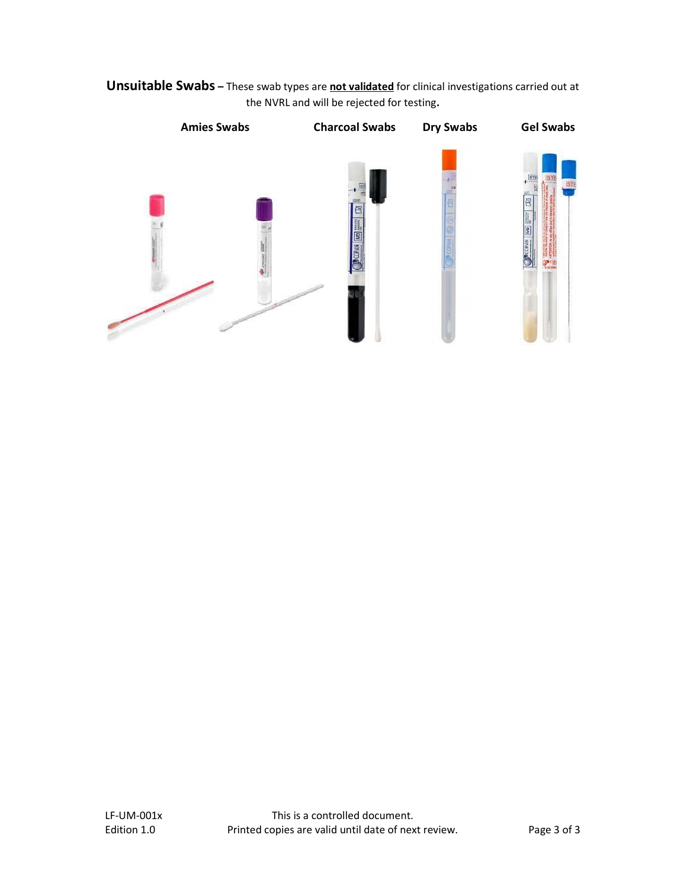**Unsuitable Swabs** – These swab types are **not validated** for clinical investigations carried out at the NVRL and will be rejected for testing.

**Amies Swabs** **Charcoal Swabs** **Dry Swabs** **Gel Swabs**

LF-UM-001x
Edition 1.0

This is a controlled document.
Printed copies are valid until date of next review.